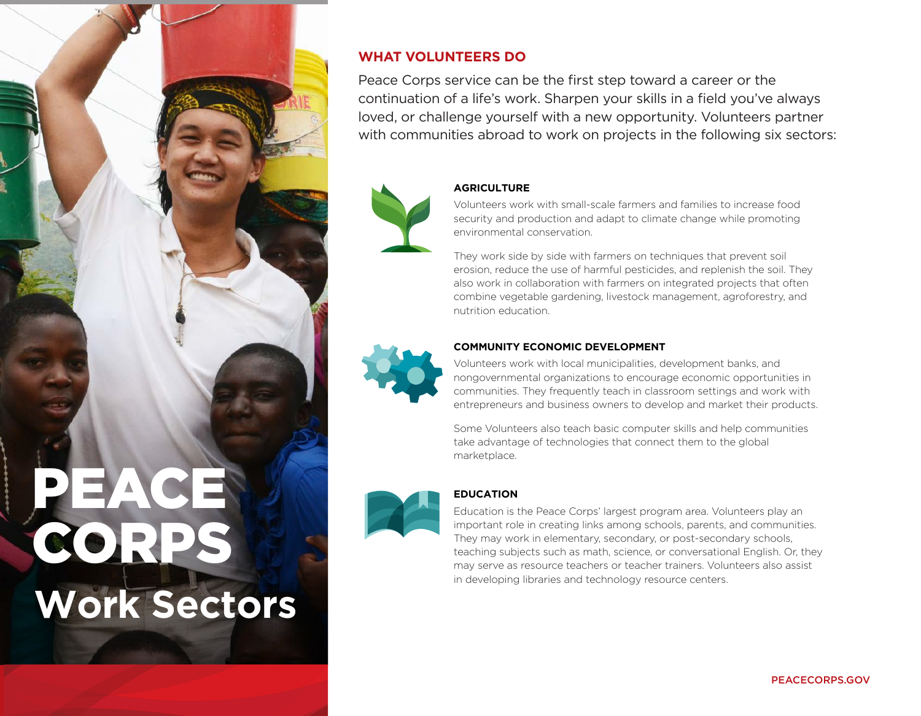# PEACE CORPS Work Sectors

## WHAT VOLUNTEERS DO

Peace Corps service can be the first step toward a career or the continuation of a life's work. Sharpen your skills in a field you've always loved, or challenge yourself with a new opportunity. Volunteers partner with communities abroad to work on projects in the following six sectors:

### AGRICULTURE

Volunteers work with small-scale farmers and families to increase food security and production and adapt to climate change while promoting environmental conservation.

They work side by side with farmers on techniques that prevent soil erosion, reduce the use of harmful pesticides, and replenish the soil. They also work in collaboration with farmers on integrated projects that often combine vegetable gardening, livestock management, agroforestry, and nutrition education.

### COMMUNITY ECONOMIC DEVELOPMENT

Volunteers work with local municipalities, development banks, and nongovernmental organizations to encourage economic opportunities in communities. They frequently teach in classroom settings and work with entrepreneurs and business owners to develop and market their products.

Some Volunteers also teach basic computer skills and help communities take advantage of technologies that connect them to the global marketplace.

### EDUCATION

Education is the Peace Corps' largest program area. Volunteers play an important role in creating links among schools, parents, and communities. They may work in elementary, secondary, or post-secondary schools, teaching subjects such as math, science, or conversational English. Or, they may serve as resource teachers or teacher trainers. Volunteers also assist in developing libraries and technology resource centers.

PEACECORPS.GOV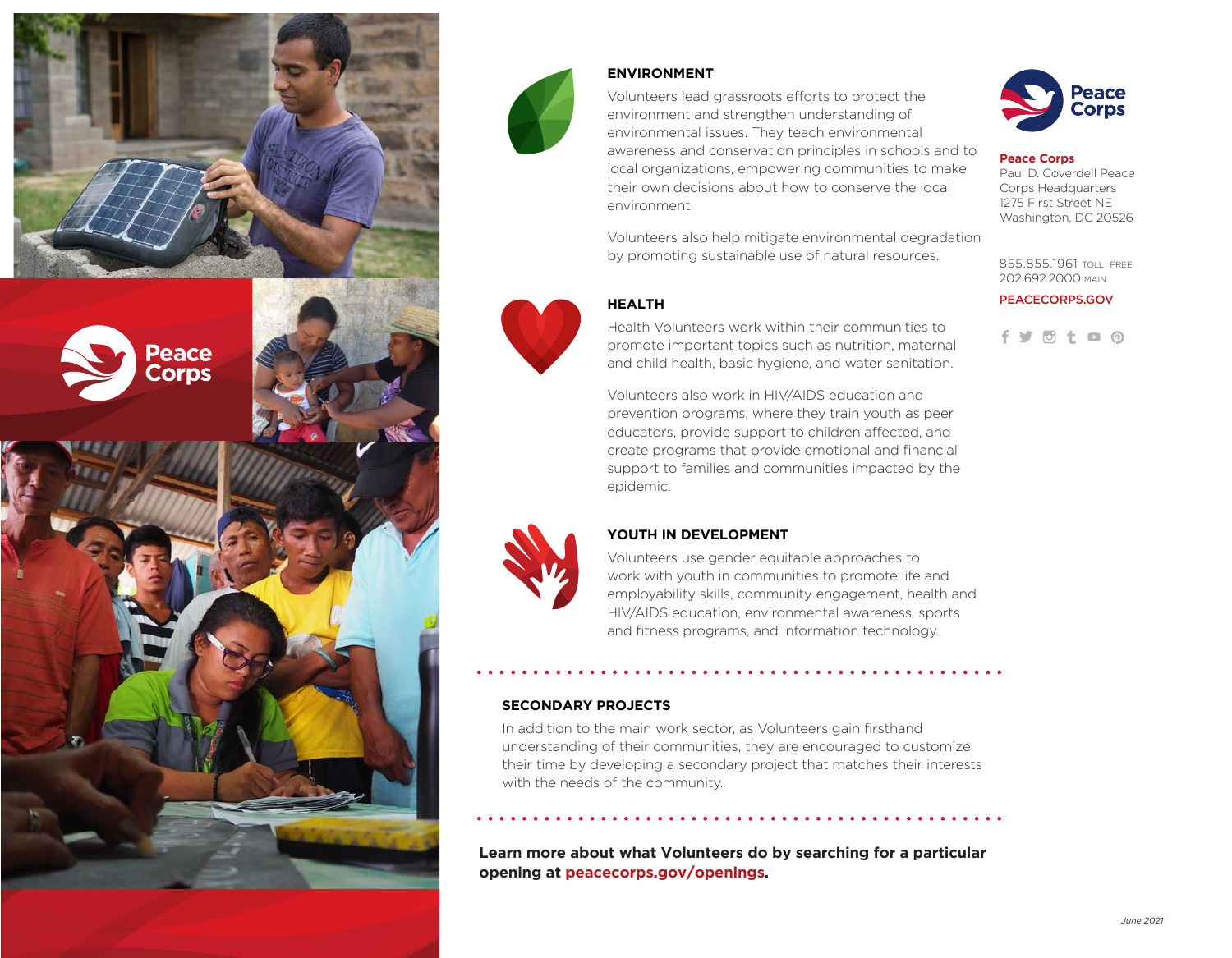## ENVIRONMENT

Volunteers lead grassroots efforts to protect the environment and strengthen understanding of environmental issues. They teach environmental awareness and conservation principles in schools and to local organizations, empowering communities to make their own decisions about how to conserve the local environment.

Volunteers also help mitigate environmental degradation by promoting sustainable use of natural resources.

## HEALTH

Health Volunteers work within their communities to promote important topics such as nutrition, maternal and child health, basic hygiene, and water sanitation.

Volunteers also work in HIV/AIDS education and prevention programs, where they train youth as peer educators, provide support to children affected, and create programs that provide emotional and financial support to families and communities impacted by the epidemic.

## YOUTH IN DEVELOPMENT

Volunteers use gender equitable approaches to work with youth in communities to promote life and employability skills, community engagement, health and HIV/AIDS education, environmental awareness, sports and fitness programs, and information technology.

## SECONDARY PROJECTS

In addition to the main work sector, as Volunteers gain firsthand understanding of their communities, they are encouraged to customize their time by developing a secondary project that matches their interests with the needs of the community.

**Learn more about what Volunteers do by searching for a particular opening at peacecorps.gov/openings.**

**Peace Corps**
Paul D. Coverdell Peace Corps Headquarters
1275 First Street NE
Washington, DC 20526

855.855.1961 TOLL-FREE
202.692.2000 MAIN

PEACECORPS.GOV

*June 2021*